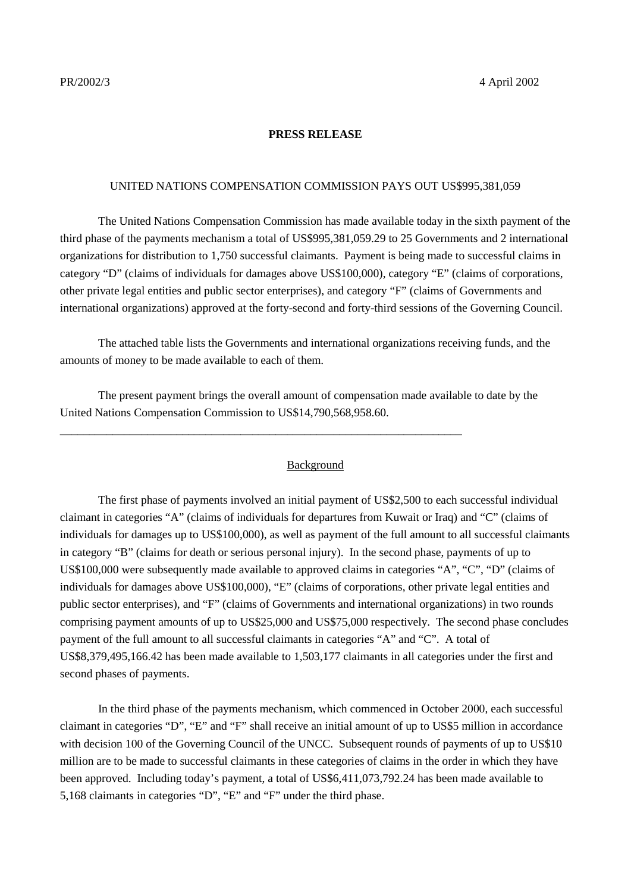PR/2002/3 4 April 2002

**PRESS RELEASE**

UNITED NATIONS COMPENSATION COMMISSION PAYS OUT US$995,381,059

The United Nations Compensation Commission has made available today in the sixth payment of the third phase of the payments mechanism a total of US$995,381,059.29 to 25 Governments and 2 international organizations for distribution to 1,750 successful claimants. Payment is being made to successful claims in category "D" (claims of individuals for damages above US$100,000), category "E" (claims of corporations, other private legal entities and public sector enterprises), and category "F" (claims of Governments and international organizations) approved at the forty-second and forty-third sessions of the Governing Council.

The attached table lists the Governments and international organizations receiving funds, and the amounts of money to be made available to each of them.

The present payment brings the overall amount of compensation made available to date by the United Nations Compensation Commission to US$14,790,568,958.60.

---

Background

The first phase of payments involved an initial payment of US$2,500 to each successful individual claimant in categories "A" (claims of individuals for departures from Kuwait or Iraq) and "C" (claims of individuals for damages up to US$100,000), as well as payment of the full amount to all successful claimants in category "B" (claims for death or serious personal injury). In the second phase, payments of up to US$100,000 were subsequently made available to approved claims in categories "A", "C", "D" (claims of individuals for damages above US$100,000), "E" (claims of corporations, other private legal entities and public sector enterprises), and "F" (claims of Governments and international organizations) in two rounds comprising payment amounts of up to US$25,000 and US$75,000 respectively. The second phase concludes payment of the full amount to all successful claimants in categories "A" and "C". A total of US$8,379,495,166.42 has been made available to 1,503,177 claimants in all categories under the first and second phases of payments.

In the third phase of the payments mechanism, which commenced in October 2000, each successful claimant in categories "D", "E" and "F" shall receive an initial amount of up to US$5 million in accordance with decision 100 of the Governing Council of the UNCC. Subsequent rounds of payments of up to US$10 million are to be made to successful claimants in these categories of claims in the order in which they have been approved. Including today's payment, a total of US$6,411,073,792.24 has been made available to 5,168 claimants in categories "D", "E" and "F" under the third phase.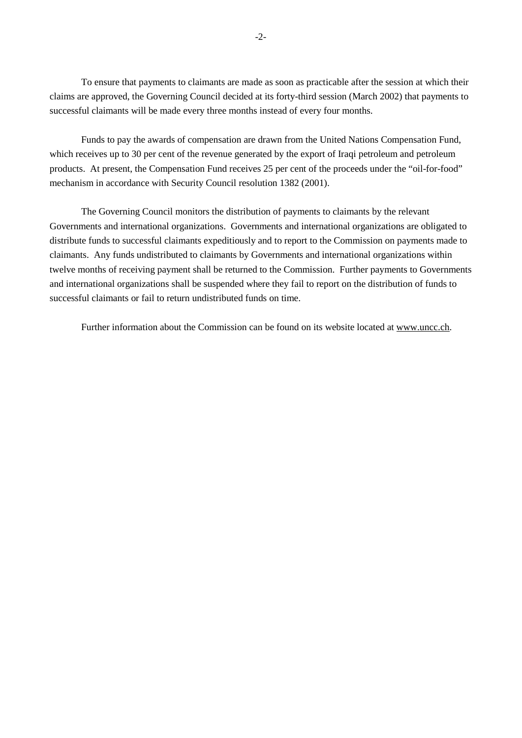To ensure that payments to claimants are made as soon as practicable after the session at which their claims are approved, the Governing Council decided at its forty-third session (March 2002) that payments to successful claimants will be made every three months instead of every four months.

Funds to pay the awards of compensation are drawn from the United Nations Compensation Fund, which receives up to 30 per cent of the revenue generated by the export of Iraqi petroleum and petroleum products. At present, the Compensation Fund receives 25 per cent of the proceeds under the "oil-for-food" mechanism in accordance with Security Council resolution 1382 (2001).

The Governing Council monitors the distribution of payments to claimants by the relevant Governments and international organizations. Governments and international organizations are obligated to distribute funds to successful claimants expeditiously and to report to the Commission on payments made to claimants. Any funds undistributed to claimants by Governments and international organizations within twelve months of receiving payment shall be returned to the Commission. Further payments to Governments and international organizations shall be suspended where they fail to report on the distribution of funds to successful claimants or fail to return undistributed funds on time.

Further information about the Commission can be found on its website located at www.uncc.ch.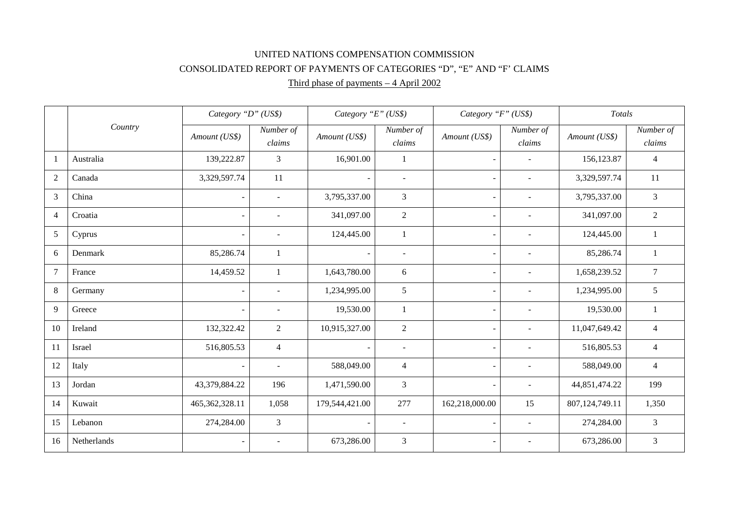UNITED NATIONS COMPENSATION COMMISSION

CONSOLIDATED REPORT OF PAYMENTS OF CATEGORIES "D", "E" AND "F' CLAIMS

Third phase of payments – 4 April 2002

| | *Country* | *Category "D" (US$)* | | *Category "E" (US$)* | | *Category "F" (US$)* | | *Totals* | |
|---|---|---|---|---|---|---|---|---|---|
| | | *Amount (US$)* | *Number of claims* | *Amount (US$)* | *Number of claims* | *Amount (US$)* | *Number of claims* | *Amount (US$)* | *Number of claims* |
| 1 | Australia | 139,222.87 | 3 | 16,901.00 | 1 | - | - | 156,123.87 | 4 |
| 2 | Canada | 3,329,597.74 | 11 | - | - | - | - | 3,329,597.74 | 11 |
| 3 | China | - | - | 3,795,337.00 | 3 | - | - | 3,795,337.00 | 3 |
| 4 | Croatia | - | - | 341,097.00 | 2 | - | - | 341,097.00 | 2 |
| 5 | Cyprus | - | - | 124,445.00 | 1 | - | - | 124,445.00 | 1 |
| 6 | Denmark | 85,286.74 | 1 | - | - | - | - | 85,286.74 | 1 |
| 7 | France | 14,459.52 | 1 | 1,643,780.00 | 6 | - | - | 1,658,239.52 | 7 |
| 8 | Germany | - | - | 1,234,995.00 | 5 | - | - | 1,234,995.00 | 5 |
| 9 | Greece | - | - | 19,530.00 | 1 | - | - | 19,530.00 | 1 |
| 10 | Ireland | 132,322.42 | 2 | 10,915,327.00 | 2 | - | - | 11,047,649.42 | 4 |
| 11 | Israel | 516,805.53 | 4 | - | - | - | - | 516,805.53 | 4 |
| 12 | Italy | - | - | 588,049.00 | 4 | - | - | 588,049.00 | 4 |
| 13 | Jordan | 43,379,884.22 | 196 | 1,471,590.00 | 3 | - | - | 44,851,474.22 | 199 |
| 14 | Kuwait | 465,362,328.11 | 1,058 | 179,544,421.00 | 277 | 162,218,000.00 | 15 | 807,124,749.11 | 1,350 |
| 15 | Lebanon | 274,284.00 | 3 | - | - | - | - | 274,284.00 | 3 |
| 16 | Netherlands | - | - | 673,286.00 | 3 | - | - | 673,286.00 | 3 |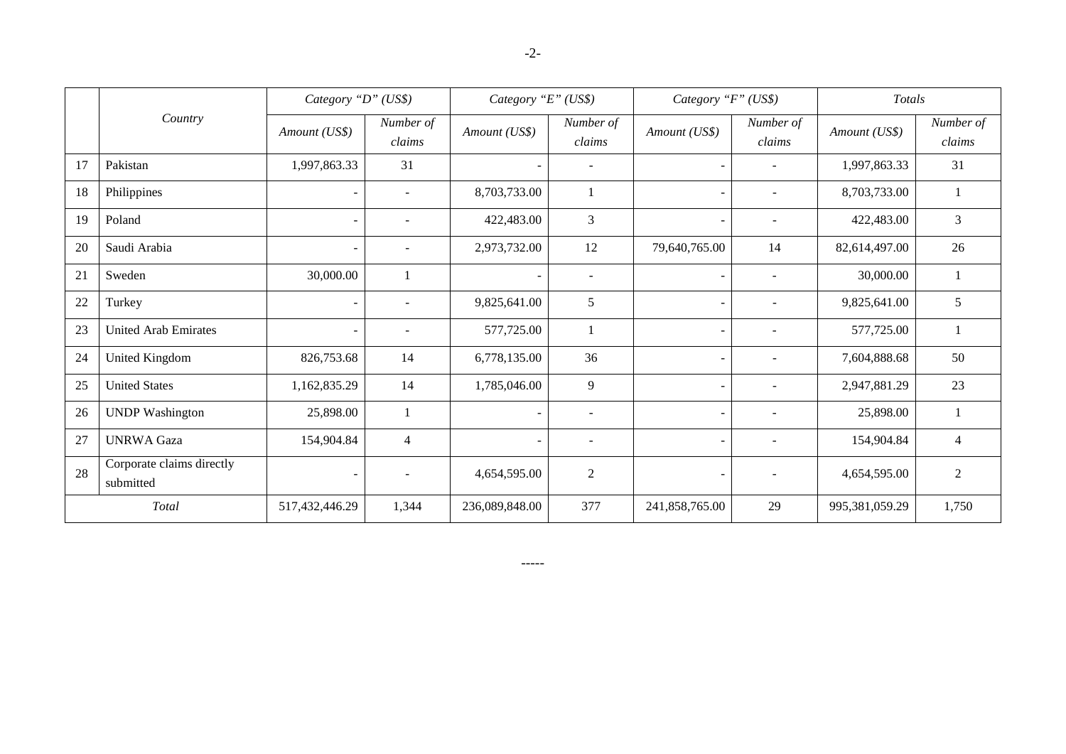| | Country | Category "D" (US$) | | Category "E" (US$) | | Category "F" (US$) | | Totals | |
|---|---|---|---|---|---|---|---|---|---|
| | | Amount (US$) | Number of claims | Amount (US$) | Number of claims | Amount (US$) | Number of claims | Amount (US$) | Number of claims |
| 17 | Pakistan | 1,997,863.33 | 31 | - | - | - | - | 1,997,863.33 | 31 |
| 18 | Philippines | - | - | 8,703,733.00 | 1 | - | - | 8,703,733.00 | 1 |
| 19 | Poland | - | - | 422,483.00 | 3 | - | - | 422,483.00 | 3 |
| 20 | Saudi Arabia | - | - | 2,973,732.00 | 12 | 79,640,765.00 | 14 | 82,614,497.00 | 26 |
| 21 | Sweden | 30,000.00 | 1 | - | - | - | - | 30,000.00 | 1 |
| 22 | Turkey | - | - | 9,825,641.00 | 5 | - | - | 9,825,641.00 | 5 |
| 23 | United Arab Emirates | - | - | 577,725.00 | 1 | - | - | 577,725.00 | 1 |
| 24 | United Kingdom | 826,753.68 | 14 | 6,778,135.00 | 36 | - | - | 7,604,888.68 | 50 |
| 25 | United States | 1,162,835.29 | 14 | 1,785,046.00 | 9 | - | - | 2,947,881.29 | 23 |
| 26 | UNDP Washington | 25,898.00 | 1 | - | - | - | - | 25,898.00 | 1 |
| 27 | UNRWA Gaza | 154,904.84 | 4 | - | - | - | - | 154,904.84 | 4 |
| 28 | Corporate claims directly submitted | - | - | 4,654,595.00 | 2 | - | - | 4,654,595.00 | 2 |
| Total | | 517,432,446.29 | 1,344 | 236,089,848.00 | 377 | 241,858,765.00 | 29 | 995,381,059.29 | 1,750 |

-----